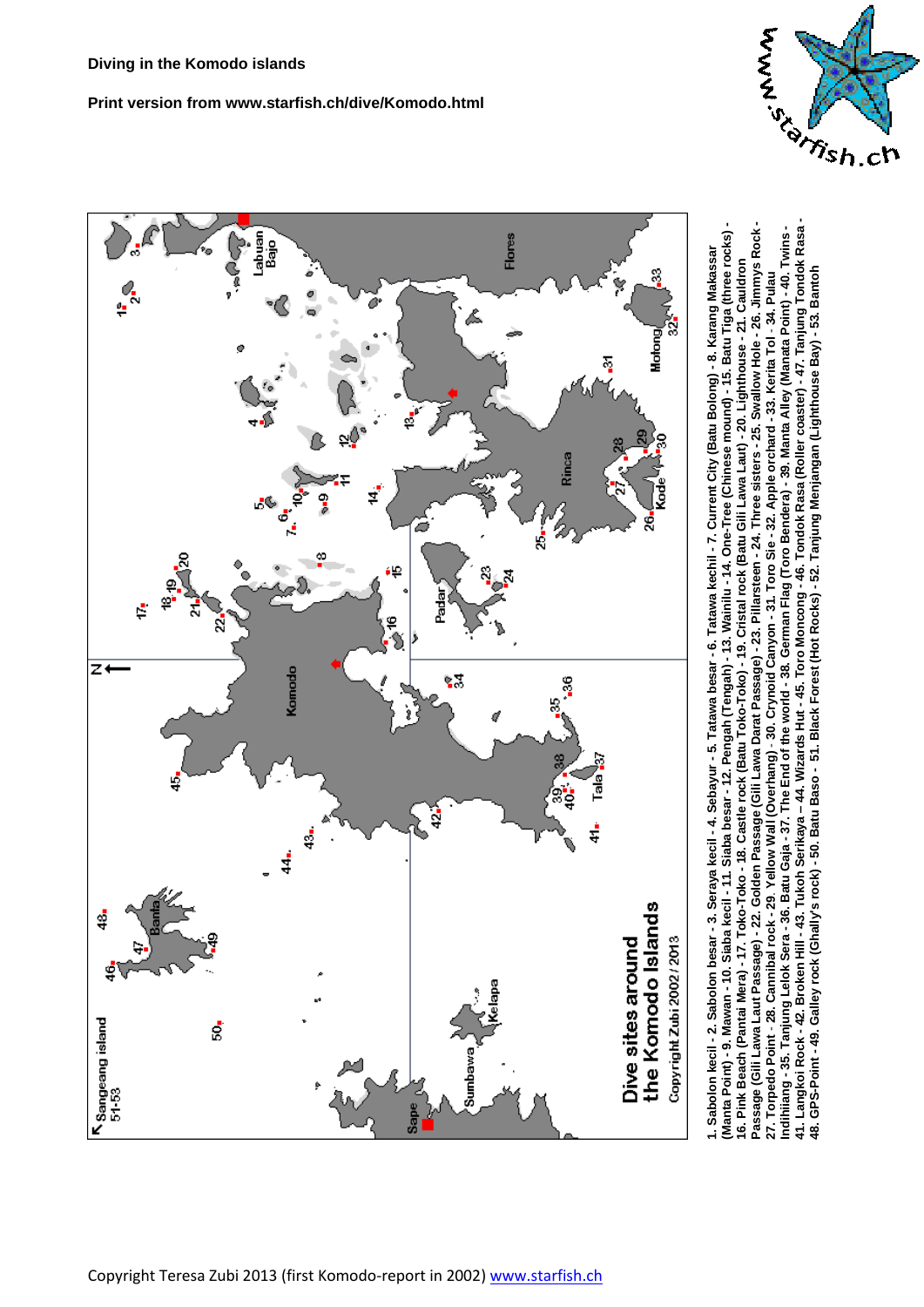**Diving in the Komodo islands**

**Print version from www.starfish.ch/dive/Komodo.html**

**Dive sites around the Komodo Islands**

Copyright Zubi 2002 / 2013

1. Sabolon kecil - 2. Sabolon besar - 3. Seraya kecil - 4. Sebayur - 5. Tatawa besar - 6. Tatawa kechil - 7. Current City (Batu Bolong) - 8. Karang Makassar (Manta Point) - 9. Mawan - 10. Siaba kecil - 11. Siaba besar - 12. Pengah (Tengah) - 13. Wainilu - 14. One-Tree (Chinese mound) - 15. Batu Tiga (three rocks) - 16. Pink Beach (Pantai Mera) - 17. Toko-Toko - 18. Castle rock (Batu Toko-Toko) - 19. Cristal rock (Batu Gili Lawa Laut) - 20. Lighthouse - 21. Cauldron Passage (Gili Lawa Laut Passage) - 22. Golden Passage (Gili Lawa Darat Passage) - 23. Pillarsteen - 24. Three sisters - 25. Swallow Hole - 26. Jimmys Rock - 27. Torpedo Point - 28. Cannibal rock - 29. Yellow Wall (Overhang) - 30. Crynoid Canyon - 31. Toro Sie - 32. Apple orchard - 33. Kerita Tol - 34. Pulau Indihiang - 35. Tanjung Lelok Sera - 36. Batu Gaja - 37. The End of the world - 38. German Flag (Toro Bendera) - 39. Manta Alley (Manata Point) - 40. Twins - 41. Langkoi Rock - 42. Broken Hill - 43. Tukoh Serikaya – 44. Wizards Hut - 45. Toro Moncong - 46. Tondok Rasa (Roller coaster) - 47. Tanjung Tondok Rasa - 48. GPS-Point - 49. Galley rock (Ghally's rock) - 50. Batu Baso - 51. Black Forest (Hot Rocks) - 52. Tanjung Menjangan (Lighthouse Bay) - 53. Bantoh

Copyright Teresa Zubi 2013 (first Komodo-report in 2002) www.starfish.ch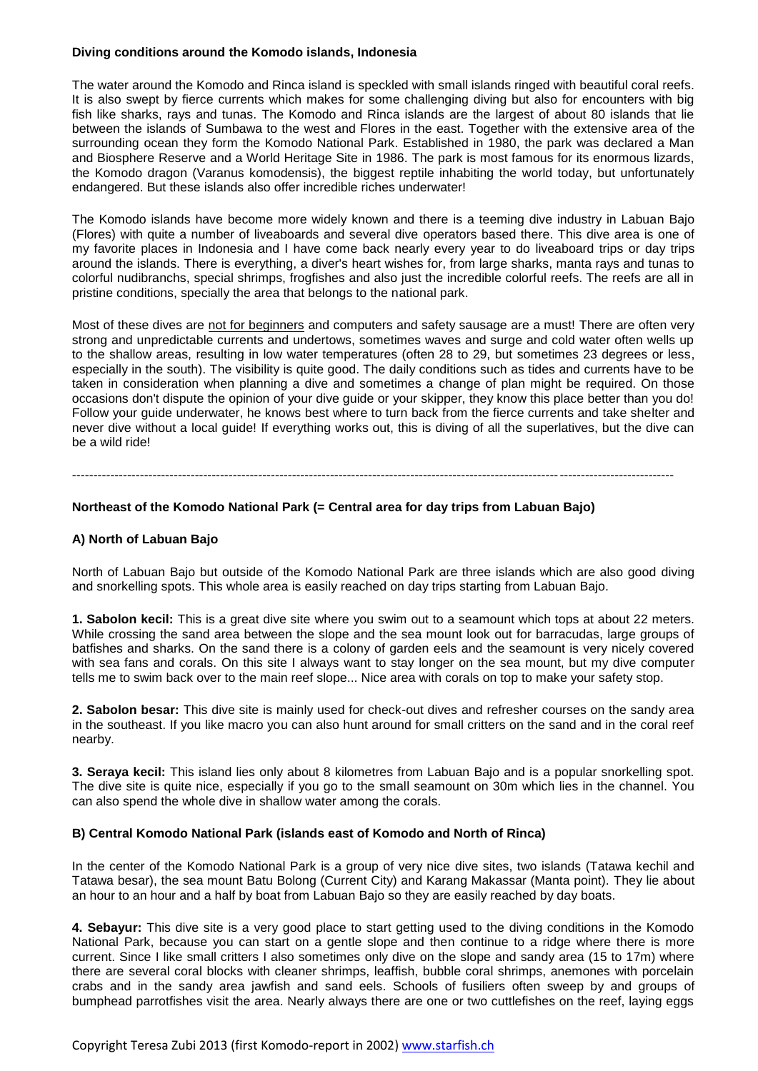**Diving conditions around the Komodo islands, Indonesia**

The water around the Komodo and Rinca island is speckled with small islands ringed with beautiful coral reefs. It is also swept by fierce currents which makes for some challenging diving but also for encounters with big fish like sharks, rays and tunas. The Komodo and Rinca islands are the largest of about 80 islands that lie between the islands of Sumbawa to the west and Flores in the east. Together with the extensive area of the surrounding ocean they form the Komodo National Park. Established in 1980, the park was declared a Man and Biosphere Reserve and a World Heritage Site in 1986. The park is most famous for its enormous lizards, the Komodo dragon (Varanus komodensis), the biggest reptile inhabiting the world today, but unfortunately endangered. But these islands also offer incredible riches underwater!

The Komodo islands have become more widely known and there is a teeming dive industry in Labuan Bajo (Flores) with quite a number of liveaboards and several dive operators based there. This dive area is one of my favorite places in Indonesia and I have come back nearly every year to do liveaboard trips or day trips around the islands. There is everything, a diver's heart wishes for, from large sharks, manta rays and tunas to colorful nudibranchs, special shrimps, frogfishes and also just the incredible colorful reefs. The reefs are all in pristine conditions, specially the area that belongs to the national park.

Most of these dives are not for beginners and computers and safety sausage are a must! There are often very strong and unpredictable currents and undertows, sometimes waves and surge and cold water often wells up to the shallow areas, resulting in low water temperatures (often 28 to 29, but sometimes 23 degrees or less, especially in the south). The visibility is quite good. The daily conditions such as tides and currents have to be taken in consideration when planning a dive and sometimes a change of plan might be required. On those occasions don't dispute the opinion of your dive guide or your skipper, they know this place better than you do! Follow your guide underwater, he knows best where to turn back from the fierce currents and take shelter and never dive without a local guide! If everything works out, this is diving of all the superlatives, but the dive can be a wild ride!

---

**Northeast of the Komodo National Park (= Central area for day trips from Labuan Bajo)**

**A) North of Labuan Bajo**

North of Labuan Bajo but outside of the Komodo National Park are three islands which are also good diving and snorkelling spots. This whole area is easily reached on day trips starting from Labuan Bajo.

**1. Sabolon kecil:** This is a great dive site where you swim out to a seamount which tops at about 22 meters. While crossing the sand area between the slope and the sea mount look out for barracudas, large groups of batfishes and sharks. On the sand there is a colony of garden eels and the seamount is very nicely covered with sea fans and corals. On this site I always want to stay longer on the sea mount, but my dive computer tells me to swim back over to the main reef slope... Nice area with corals on top to make your safety stop.

**2. Sabolon besar:** This dive site is mainly used for check-out dives and refresher courses on the sandy area in the southeast. If you like macro you can also hunt around for small critters on the sand and in the coral reef nearby.

**3. Seraya kecil:** This island lies only about 8 kilometres from Labuan Bajo and is a popular snorkelling spot. The dive site is quite nice, especially if you go to the small seamount on 30m which lies in the channel. You can also spend the whole dive in shallow water among the corals.

**B) Central Komodo National Park (islands east of Komodo and North of Rinca)**

In the center of the Komodo National Park is a group of very nice dive sites, two islands (Tatawa kechil and Tatawa besar), the sea mount Batu Bolong (Current City) and Karang Makassar (Manta point). They lie about an hour to an hour and a half by boat from Labuan Bajo so they are easily reached by day boats.

**4. Sebayur:** This dive site is a very good place to start getting used to the diving conditions in the Komodo National Park, because you can start on a gentle slope and then continue to a ridge where there is more current. Since I like small critters I also sometimes only dive on the slope and sandy area (15 to 17m) where there are several coral blocks with cleaner shrimps, leaffish, bubble coral shrimps, anemones with porcelain crabs and in the sandy area jawfish and sand eels. Schools of fusiliers often sweep by and groups of bumphead parrotfishes visit the area. Nearly always there are one or two cuttlefishes on the reef, laying eggs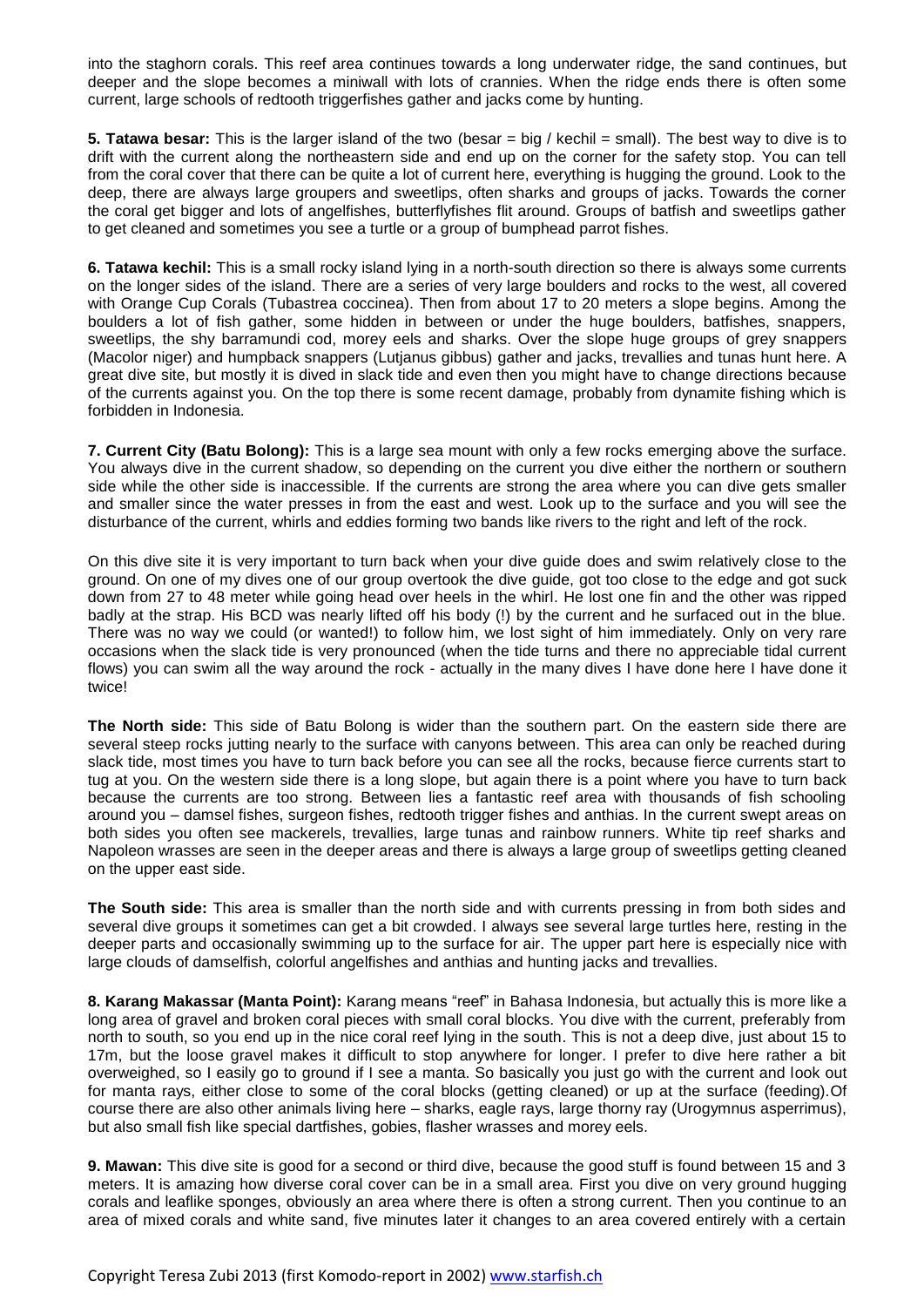into the staghorn corals. This reef area continues towards a long underwater ridge, the sand continues, but deeper and the slope becomes a miniwall with lots of crannies. When the ridge ends there is often some current, large schools of redtooth triggerfishes gather and jacks come by hunting.

**5. Tatawa besar:** This is the larger island of the two (besar = big / kechil = small). The best way to dive is to drift with the current along the northeastern side and end up on the corner for the safety stop. You can tell from the coral cover that there can be quite a lot of current here, everything is hugging the ground. Look to the deep, there are always large groupers and sweetlips, often sharks and groups of jacks. Towards the corner the coral get bigger and lots of angelfishes, butterflyfishes flit around. Groups of batfish and sweetlips gather to get cleaned and sometimes you see a turtle or a group of bumphead parrot fishes.

**6. Tatawa kechil:** This is a small rocky island lying in a north-south direction so there is always some currents on the longer sides of the island. There are a series of very large boulders and rocks to the west, all covered with Orange Cup Corals (Tubastrea coccinea). Then from about 17 to 20 meters a slope begins. Among the boulders a lot of fish gather, some hidden in between or under the huge boulders, batfishes, snappers, sweetlips, the shy barramundi cod, morey eels and sharks. Over the slope huge groups of grey snappers (Macolor niger) and humpback snappers (Lutjanus gibbus) gather and jacks, trevallies and tunas hunt here. A great dive site, but mostly it is dived in slack tide and even then you might have to change directions because of the currents against you. On the top there is some recent damage, probably from dynamite fishing which is forbidden in Indonesia.

**7. Current City (Batu Bolong):** This is a large sea mount with only a few rocks emerging above the surface. You always dive in the current shadow, so depending on the current you dive either the northern or southern side while the other side is inaccessible. If the currents are strong the area where you can dive gets smaller and smaller since the water presses in from the east and west. Look up to the surface and you will see the disturbance of the current, whirls and eddies forming two bands like rivers to the right and left of the rock.

On this dive site it is very important to turn back when your dive guide does and swim relatively close to the ground. On one of my dives one of our group overtook the dive guide, got too close to the edge and got suck down from 27 to 48 meter while going head over heels in the whirl. He lost one fin and the other was ripped badly at the strap. His BCD was nearly lifted off his body (!) by the current and he surfaced out in the blue. There was no way we could (or wanted!) to follow him, we lost sight of him immediately. Only on very rare occasions when the slack tide is very pronounced (when the tide turns and there no appreciable tidal current flows) you can swim all the way around the rock - actually in the many dives I have done here I have done it twice!

**The North side:** This side of Batu Bolong is wider than the southern part. On the eastern side there are several steep rocks jutting nearly to the surface with canyons between. This area can only be reached during slack tide, most times you have to turn back before you can see all the rocks, because fierce currents start to tug at you. On the western side there is a long slope, but again there is a point where you have to turn back because the currents are too strong. Between lies a fantastic reef area with thousands of fish schooling around you – damsel fishes, surgeon fishes, redtooth trigger fishes and anthias. In the current swept areas on both sides you often see mackerels, trevallies, large tunas and rainbow runners. White tip reef sharks and Napoleon wrasses are seen in the deeper areas and there is always a large group of sweetlips getting cleaned on the upper east side.

**The South side:** This area is smaller than the north side and with currents pressing in from both sides and several dive groups it sometimes can get a bit crowded. I always see several large turtles here, resting in the deeper parts and occasionally swimming up to the surface for air. The upper part here is especially nice with large clouds of damselfish, colorful angelfishes and anthias and hunting jacks and trevallies.

**8. Karang Makassar (Manta Point):** Karang means "reef" in Bahasa Indonesia, but actually this is more like a long area of gravel and broken coral pieces with small coral blocks. You dive with the current, preferably from north to south, so you end up in the nice coral reef lying in the south. This is not a deep dive, just about 15 to 17m, but the loose gravel makes it difficult to stop anywhere for longer. I prefer to dive here rather a bit overweighed, so I easily go to ground if I see a manta. So basically you just go with the current and look out for manta rays, either close to some of the coral blocks (getting cleaned) or up at the surface (feeding).Of course there are also other animals living here – sharks, eagle rays, large thorny ray (Urogymnus asperrimus), but also small fish like special dartfishes, gobies, flasher wrasses and morey eels.

**9. Mawan:** This dive site is good for a second or third dive, because the good stuff is found between 15 and 3 meters. It is amazing how diverse coral cover can be in a small area. First you dive on very ground hugging corals and leaflike sponges, obviously an area where there is often a strong current. Then you continue to an area of mixed corals and white sand, five minutes later it changes to an area covered entirely with a certain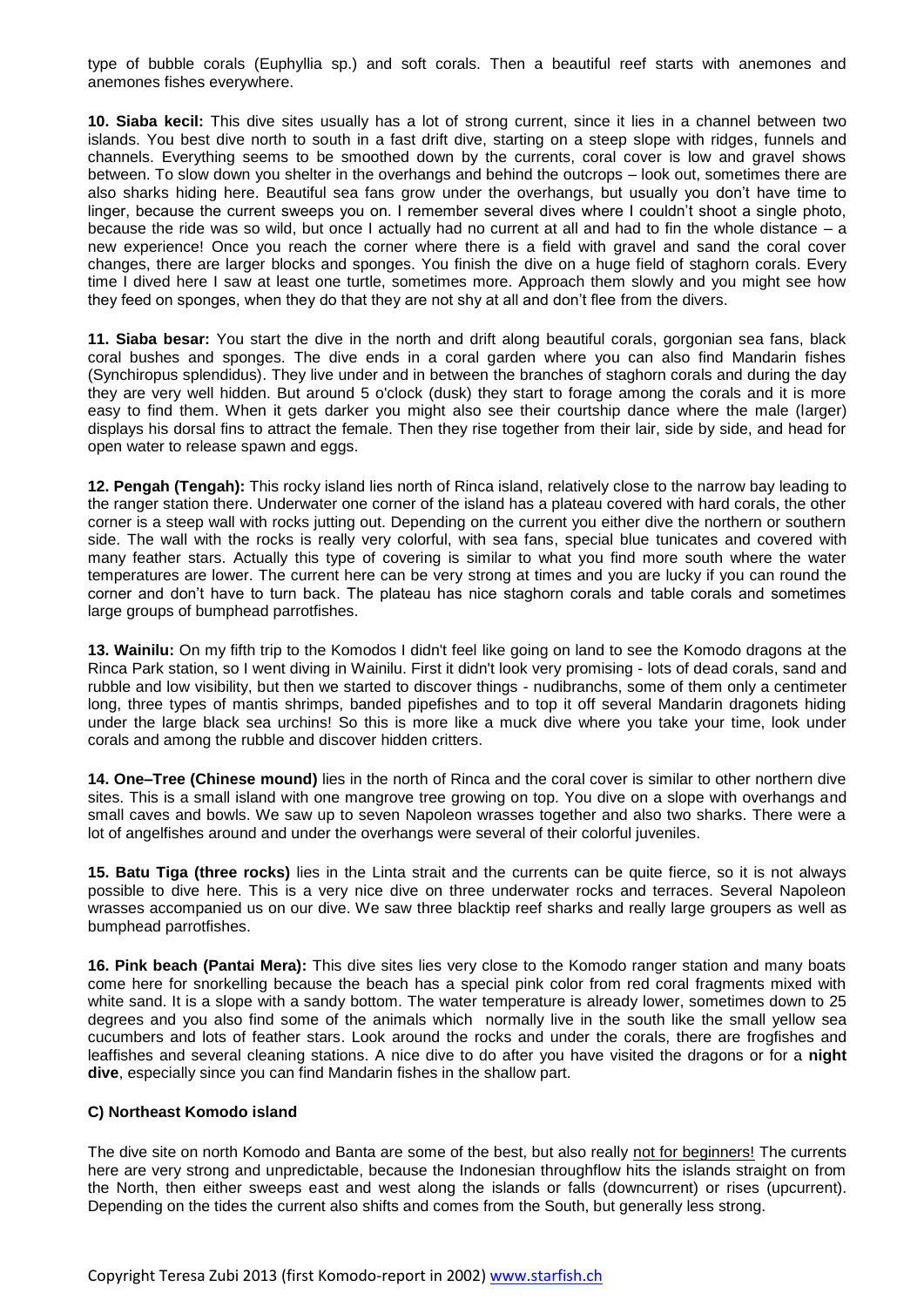type of bubble corals (Euphyllia sp.) and soft corals. Then a beautiful reef starts with anemones and anemones fishes everywhere.

**10. Siaba kecil:** This dive sites usually has a lot of strong current, since it lies in a channel between two islands. You best dive north to south in a fast drift dive, starting on a steep slope with ridges, funnels and channels. Everything seems to be smoothed down by the currents, coral cover is low and gravel shows between. To slow down you shelter in the overhangs and behind the outcrops – look out, sometimes there are also sharks hiding here. Beautiful sea fans grow under the overhangs, but usually you don't have time to linger, because the current sweeps you on. I remember several dives where I couldn't shoot a single photo, because the ride was so wild, but once I actually had no current at all and had to fin the whole distance – a new experience! Once you reach the corner where there is a field with gravel and sand the coral cover changes, there are larger blocks and sponges. You finish the dive on a huge field of staghorn corals. Every time I dived here I saw at least one turtle, sometimes more. Approach them slowly and you might see how they feed on sponges, when they do that they are not shy at all and don't flee from the divers.

**11. Siaba besar:** You start the dive in the north and drift along beautiful corals, gorgonian sea fans, black coral bushes and sponges. The dive ends in a coral garden where you can also find Mandarin fishes (Synchiropus splendidus). They live under and in between the branches of staghorn corals and during the day they are very well hidden. But around 5 o'clock (dusk) they start to forage among the corals and it is more easy to find them. When it gets darker you might also see their courtship dance where the male (larger) displays his dorsal fins to attract the female. Then they rise together from their lair, side by side, and head for open water to release spawn and eggs.

**12. Pengah (Tengah):** This rocky island lies north of Rinca island, relatively close to the narrow bay leading to the ranger station there. Underwater one corner of the island has a plateau covered with hard corals, the other corner is a steep wall with rocks jutting out. Depending on the current you either dive the northern or southern side. The wall with the rocks is really very colorful, with sea fans, special blue tunicates and covered with many feather stars. Actually this type of covering is similar to what you find more south where the water temperatures are lower. The current here can be very strong at times and you are lucky if you can round the corner and don't have to turn back. The plateau has nice staghorn corals and table corals and sometimes large groups of bumphead parrotfishes.

**13. Wainilu:** On my fifth trip to the Komodos I didn't feel like going on land to see the Komodo dragons at the Rinca Park station, so I went diving in Wainilu. First it didn't look very promising - lots of dead corals, sand and rubble and low visibility, but then we started to discover things - nudibranchs, some of them only a centimeter long, three types of mantis shrimps, banded pipefishes and to top it off several Mandarin dragonets hiding under the large black sea urchins! So this is more like a muck dive where you take your time, look under corals and among the rubble and discover hidden critters.

**14. One–Tree (Chinese mound)** lies in the north of Rinca and the coral cover is similar to other northern dive sites. This is a small island with one mangrove tree growing on top. You dive on a slope with overhangs and small caves and bowls. We saw up to seven Napoleon wrasses together and also two sharks. There were a lot of angelfishes around and under the overhangs were several of their colorful juveniles.

**15. Batu Tiga (three rocks)** lies in the Linta strait and the currents can be quite fierce, so it is not always possible to dive here. This is a very nice dive on three underwater rocks and terraces. Several Napoleon wrasses accompanied us on our dive. We saw three blacktip reef sharks and really large groupers as well as bumphead parrotfishes.

**16. Pink beach (Pantai Mera):** This dive sites lies very close to the Komodo ranger station and many boats come here for snorkelling because the beach has a special pink color from red coral fragments mixed with white sand. It is a slope with a sandy bottom. The water temperature is already lower, sometimes down to 25 degrees and you also find some of the animals which normally live in the south like the small yellow sea cucumbers and lots of feather stars. Look around the rocks and under the corals, there are frogfishes and leaffishes and several cleaning stations. A nice dive to do after you have visited the dragons or for a **night dive**, especially since you can find Mandarin fishes in the shallow part.

### C) Northeast Komodo island

The dive site on north Komodo and Banta are some of the best, but also really not for beginners! The currents here are very strong and unpredictable, because the Indonesian throughflow hits the islands straight on from the North, then either sweeps east and west along the islands or falls (downcurrent) or rises (upcurrent). Depending on the tides the current also shifts and comes from the South, but generally less strong.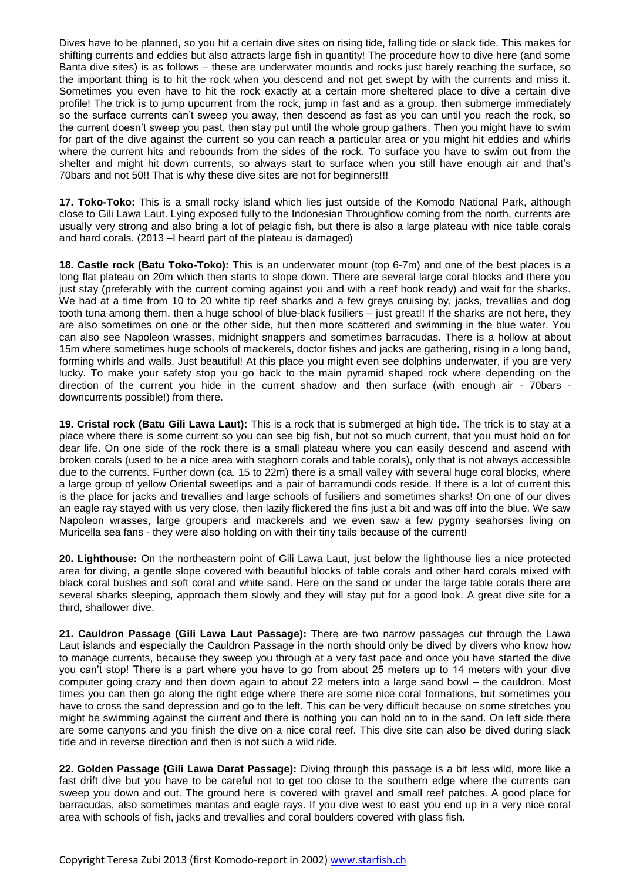Dives have to be planned, so you hit a certain dive sites on rising tide, falling tide or slack tide. This makes for shifting currents and eddies but also attracts large fish in quantity! The procedure how to dive here (and some Banta dive sites) is as follows – these are underwater mounds and rocks just barely reaching the surface, so the important thing is to hit the rock when you descend and not get swept by with the currents and miss it. Sometimes you even have to hit the rock exactly at a certain more sheltered place to dive a certain dive profile! The trick is to jump upcurrent from the rock, jump in fast and as a group, then submerge immediately so the surface currents can't sweep you away, then descend as fast as you can until you reach the rock, so the current doesn't sweep you past, then stay put until the whole group gathers. Then you might have to swim for part of the dive against the current so you can reach a particular area or you might hit eddies and whirls where the current hits and rebounds from the sides of the rock. To surface you have to swim out from the shelter and might hit down currents, so always start to surface when you still have enough air and that's 70bars and not 50!! That is why these dive sites are not for beginners!!!

**17. Toko-Toko:** This is a small rocky island which lies just outside of the Komodo National Park, although close to Gili Lawa Laut. Lying exposed fully to the Indonesian Throughflow coming from the north, currents are usually very strong and also bring a lot of pelagic fish, but there is also a large plateau with nice table corals and hard corals. (2013 –I heard part of the plateau is damaged)

**18. Castle rock (Batu Toko-Toko):** This is an underwater mount (top 6-7m) and one of the best places is a long flat plateau on 20m which then starts to slope down. There are several large coral blocks and there you just stay (preferably with the current coming against you and with a reef hook ready) and wait for the sharks. We had at a time from 10 to 20 white tip reef sharks and a few greys cruising by, jacks, trevallies and dog tooth tuna among them, then a huge school of blue-black fusiliers – just great!! If the sharks are not here, they are also sometimes on one or the other side, but then more scattered and swimming in the blue water. You can also see Napoleon wrasses, midnight snappers and sometimes barracudas. There is a hollow at about 15m where sometimes huge schools of mackerels, doctor fishes and jacks are gathering, rising in a long band, forming whirls and walls. Just beautiful! At this place you might even see dolphins underwater, if you are very lucky. To make your safety stop you go back to the main pyramid shaped rock where depending on the direction of the current you hide in the current shadow and then surface (with enough air - 70bars - downcurrents possible!) from there.

**19. Cristal rock (Batu Gili Lawa Laut):** This is a rock that is submerged at high tide. The trick is to stay at a place where there is some current so you can see big fish, but not so much current, that you must hold on for dear life. On one side of the rock there is a small plateau where you can easily descend and ascend with broken corals (used to be a nice area with staghorn corals and table corals), only that is not always accessible due to the currents. Further down (ca. 15 to 22m) there is a small valley with several huge coral blocks, where a large group of yellow Oriental sweetlips and a pair of barramundi cods reside. If there is a lot of current this is the place for jacks and trevallies and large schools of fusiliers and sometimes sharks! On one of our dives an eagle ray stayed with us very close, then lazily flickered the fins just a bit and was off into the blue. We saw Napoleon wrasses, large groupers and mackerels and we even saw a few pygmy seahorses living on Muricella sea fans - they were also holding on with their tiny tails because of the current!

**20. Lighthouse:** On the northeastern point of Gili Lawa Laut, just below the lighthouse lies a nice protected area for diving, a gentle slope covered with beautiful blocks of table corals and other hard corals mixed with black coral bushes and soft coral and white sand. Here on the sand or under the large table corals there are several sharks sleeping, approach them slowly and they will stay put for a good look. A great dive site for a third, shallower dive.

**21. Cauldron Passage (Gili Lawa Laut Passage):** There are two narrow passages cut through the Lawa Laut islands and especially the Cauldron Passage in the north should only be dived by divers who know how to manage currents, because they sweep you through at a very fast pace and once you have started the dive you can't stop! There is a part where you have to go from about 25 meters up to 14 meters with your dive computer going crazy and then down again to about 22 meters into a large sand bowl – the cauldron. Most times you can then go along the right edge where there are some nice coral formations, but sometimes you have to cross the sand depression and go to the left. This can be very difficult because on some stretches you might be swimming against the current and there is nothing you can hold on to in the sand. On left side there are some canyons and you finish the dive on a nice coral reef. This dive site can also be dived during slack tide and in reverse direction and then is not such a wild ride.

**22. Golden Passage (Gili Lawa Darat Passage):** Diving through this passage is a bit less wild, more like a fast drift dive but you have to be careful not to get too close to the southern edge where the currents can sweep you down and out. The ground here is covered with gravel and small reef patches. A good place for barracudas, also sometimes mantas and eagle rays. If you dive west to east you end up in a very nice coral area with schools of fish, jacks and trevallies and coral boulders covered with glass fish.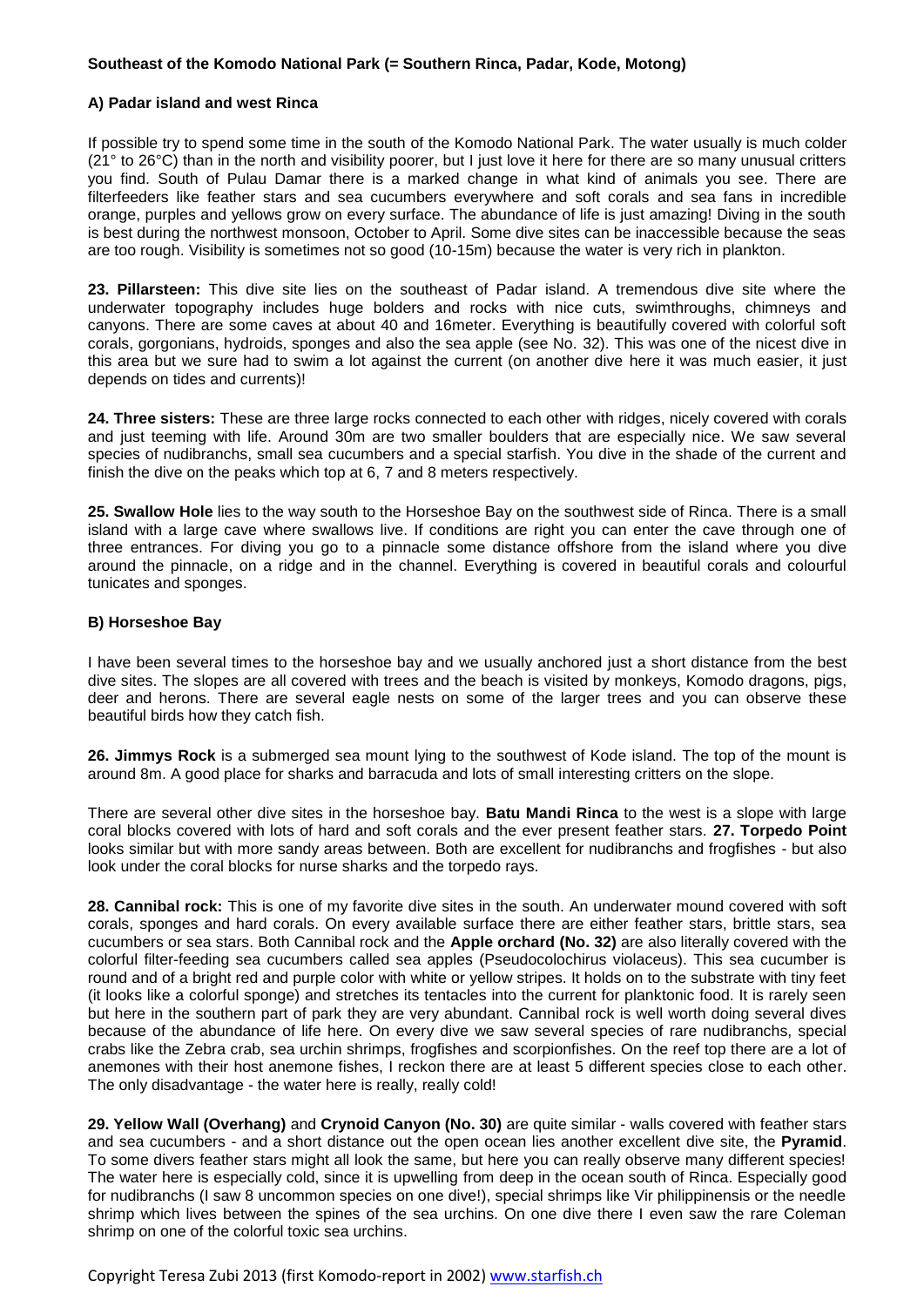**Southeast of the Komodo National Park (= Southern Rinca, Padar, Kode, Motong)**

**A) Padar island and west Rinca**

If possible try to spend some time in the south of the Komodo National Park. The water usually is much colder (21° to 26°C) than in the north and visibility poorer, but I just love it here for there are so many unusual critters you find. South of Pulau Damar there is a marked change in what kind of animals you see. There are filterfeeders like feather stars and sea cucumbers everywhere and soft corals and sea fans in incredible orange, purples and yellows grow on every surface. The abundance of life is just amazing! Diving in the south is best during the northwest monsoon, October to April. Some dive sites can be inaccessible because the seas are too rough. Visibility is sometimes not so good (10-15m) because the water is very rich in plankton.

**23. Pillarsteen:** This dive site lies on the southeast of Padar island. A tremendous dive site where the underwater topography includes huge bolders and rocks with nice cuts, swimthroughs, chimneys and canyons. There are some caves at about 40 and 16meter. Everything is beautifully covered with colorful soft corals, gorgonians, hydroids, sponges and also the sea apple (see No. 32). This was one of the nicest dive in this area but we sure had to swim a lot against the current (on another dive here it was much easier, it just depends on tides and currents)!

**24. Three sisters:** These are three large rocks connected to each other with ridges, nicely covered with corals and just teeming with life. Around 30m are two smaller boulders that are especially nice. We saw several species of nudibranchs, small sea cucumbers and a special starfish. You dive in the shade of the current and finish the dive on the peaks which top at 6, 7 and 8 meters respectively.

**25. Swallow Hole** lies to the way south to the Horseshoe Bay on the southwest side of Rinca. There is a small island with a large cave where swallows live. If conditions are right you can enter the cave through one of three entrances. For diving you go to a pinnacle some distance offshore from the island where you dive around the pinnacle, on a ridge and in the channel. Everything is covered in beautiful corals and colourful tunicates and sponges.

**B) Horseshoe Bay**

I have been several times to the horseshoe bay and we usually anchored just a short distance from the best dive sites. The slopes are all covered with trees and the beach is visited by monkeys, Komodo dragons, pigs, deer and herons. There are several eagle nests on some of the larger trees and you can observe these beautiful birds how they catch fish.

**26. Jimmys Rock** is a submerged sea mount lying to the southwest of Kode island. The top of the mount is around 8m. A good place for sharks and barracuda and lots of small interesting critters on the slope.

There are several other dive sites in the horseshoe bay. **Batu Mandi Rinca** to the west is a slope with large coral blocks covered with lots of hard and soft corals and the ever present feather stars. **27. Torpedo Point** looks similar but with more sandy areas between. Both are excellent for nudibranchs and frogfishes - but also look under the coral blocks for nurse sharks and the torpedo rays.

**28. Cannibal rock:** This is one of my favorite dive sites in the south. An underwater mound covered with soft corals, sponges and hard corals. On every available surface there are either feather stars, brittle stars, sea cucumbers or sea stars. Both Cannibal rock and the **Apple orchard (No. 32)** are also literally covered with the colorful filter-feeding sea cucumbers called sea apples (Pseudocolochirus violaceus). This sea cucumber is round and of a bright red and purple color with white or yellow stripes. It holds on to the substrate with tiny feet (it looks like a colorful sponge) and stretches its tentacles into the current for planktonic food. It is rarely seen but here in the southern part of park they are very abundant. Cannibal rock is well worth doing several dives because of the abundance of life here. On every dive we saw several species of rare nudibranchs, special crabs like the Zebra crab, sea urchin shrimps, frogfishes and scorpionfishes. On the reef top there are a lot of anemones with their host anemone fishes, I reckon there are at least 5 different species close to each other. The only disadvantage - the water here is really, really cold!

**29. Yellow Wall (Overhang)** and **Crynoid Canyon (No. 30)** are quite similar - walls covered with feather stars and sea cucumbers - and a short distance out the open ocean lies another excellent dive site, the **Pyramid**. To some divers feather stars might all look the same, but here you can really observe many different species! The water here is especially cold, since it is upwelling from deep in the ocean south of Rinca. Especially good for nudibranchs (I saw 8 uncommon species on one dive!), special shrimps like Vir philippinensis or the needle shrimp which lives between the spines of the sea urchins. On one dive there I even saw the rare Coleman shrimp on one of the colorful toxic sea urchins.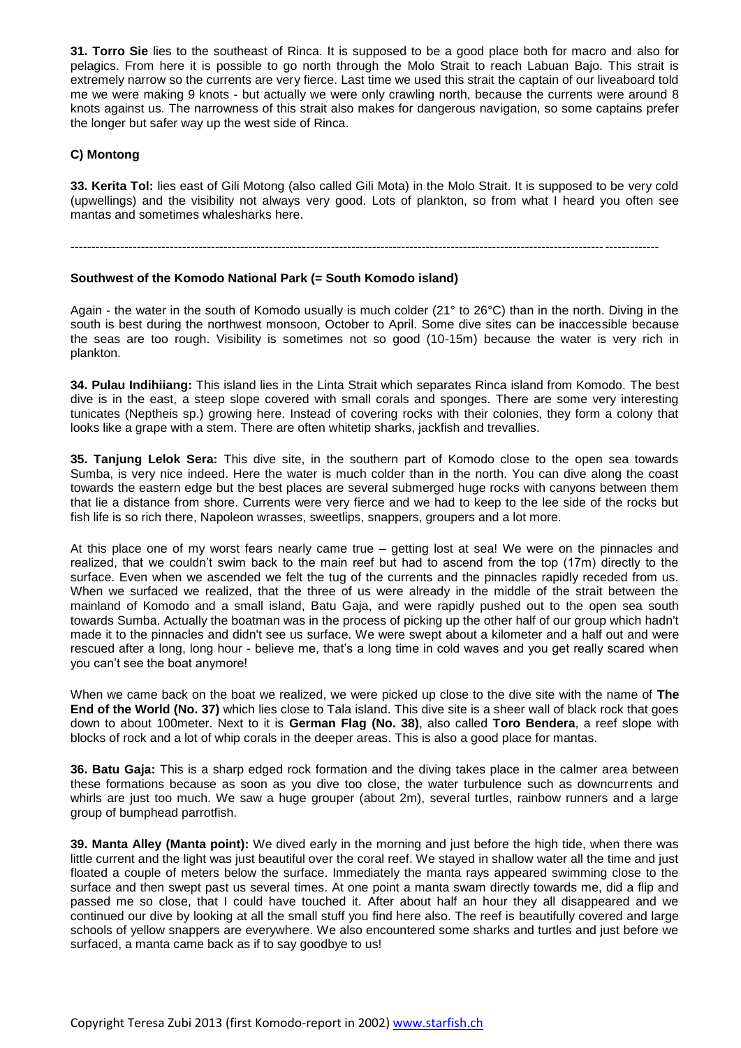**31. Torro Sie** lies to the southeast of Rinca. It is supposed to be a good place both for macro and also for pelagics. From here it is possible to go north through the Molo Strait to reach Labuan Bajo. This strait is extremely narrow so the currents are very fierce. Last time we used this strait the captain of our liveaboard told me we were making 9 knots - but actually we were only crawling north, because the currents were around 8 knots against us. The narrowness of this strait also makes for dangerous navigation, so some captains prefer the longer but safer way up the west side of Rinca.

**C) Montong**

**33. Kerita Tol:** lies east of Gili Motong (also called Gili Mota) in the Molo Strait. It is supposed to be very cold (upwellings) and the visibility not always very good. Lots of plankton, so from what I heard you often see mantas and sometimes whalesharks here.

---

**Southwest of the Komodo National Park (= South Komodo island)**

Again - the water in the south of Komodo usually is much colder (21° to 26°C) than in the north. Diving in the south is best during the northwest monsoon, October to April. Some dive sites can be inaccessible because the seas are too rough. Visibility is sometimes not so good (10-15m) because the water is very rich in plankton.

**34. Pulau Indihiiang:** This island lies in the Linta Strait which separates Rinca island from Komodo. The best dive is in the east, a steep slope covered with small corals and sponges. There are some very interesting tunicates (Neptheis sp.) growing here. Instead of covering rocks with their colonies, they form a colony that looks like a grape with a stem. There are often whitetip sharks, jackfish and trevallies.

**35. Tanjung Lelok Sera:** This dive site, in the southern part of Komodo close to the open sea towards Sumba, is very nice indeed. Here the water is much colder than in the north. You can dive along the coast towards the eastern edge but the best places are several submerged huge rocks with canyons between them that lie a distance from shore. Currents were very fierce and we had to keep to the lee side of the rocks but fish life is so rich there, Napoleon wrasses, sweetlips, snappers, groupers and a lot more.

At this place one of my worst fears nearly came true – getting lost at sea! We were on the pinnacles and realized, that we couldn't swim back to the main reef but had to ascend from the top (17m) directly to the surface. Even when we ascended we felt the tug of the currents and the pinnacles rapidly receded from us. When we surfaced we realized, that the three of us were already in the middle of the strait between the mainland of Komodo and a small island, Batu Gaja, and were rapidly pushed out to the open sea south towards Sumba. Actually the boatman was in the process of picking up the other half of our group which hadn't made it to the pinnacles and didn't see us surface. We were swept about a kilometer and a half out and were rescued after a long, long hour - believe me, that's a long time in cold waves and you get really scared when you can't see the boat anymore!

When we came back on the boat we realized, we were picked up close to the dive site with the name of **The End of the World (No. 37)** which lies close to Tala island. This dive site is a sheer wall of black rock that goes down to about 100meter. Next to it is **German Flag (No. 38)**, also called **Toro Bendera**, a reef slope with blocks of rock and a lot of whip corals in the deeper areas. This is also a good place for mantas.

**36. Batu Gaja:** This is a sharp edged rock formation and the diving takes place in the calmer area between these formations because as soon as you dive too close, the water turbulence such as downcurrents and whirls are just too much. We saw a huge grouper (about 2m), several turtles, rainbow runners and a large group of bumphead parrotfish.

**39. Manta Alley (Manta point):** We dived early in the morning and just before the high tide, when there was little current and the light was just beautiful over the coral reef. We stayed in shallow water all the time and just floated a couple of meters below the surface. Immediately the manta rays appeared swimming close to the surface and then swept past us several times. At one point a manta swam directly towards me, did a flip and passed me so close, that I could have touched it. After about half an hour they all disappeared and we continued our dive by looking at all the small stuff you find here also. The reef is beautifully covered and large schools of yellow snappers are everywhere. We also encountered some sharks and turtles and just before we surfaced, a manta came back as if to say goodbye to us!

Copyright Teresa Zubi 2013 (first Komodo-report in 2002) www.starfish.ch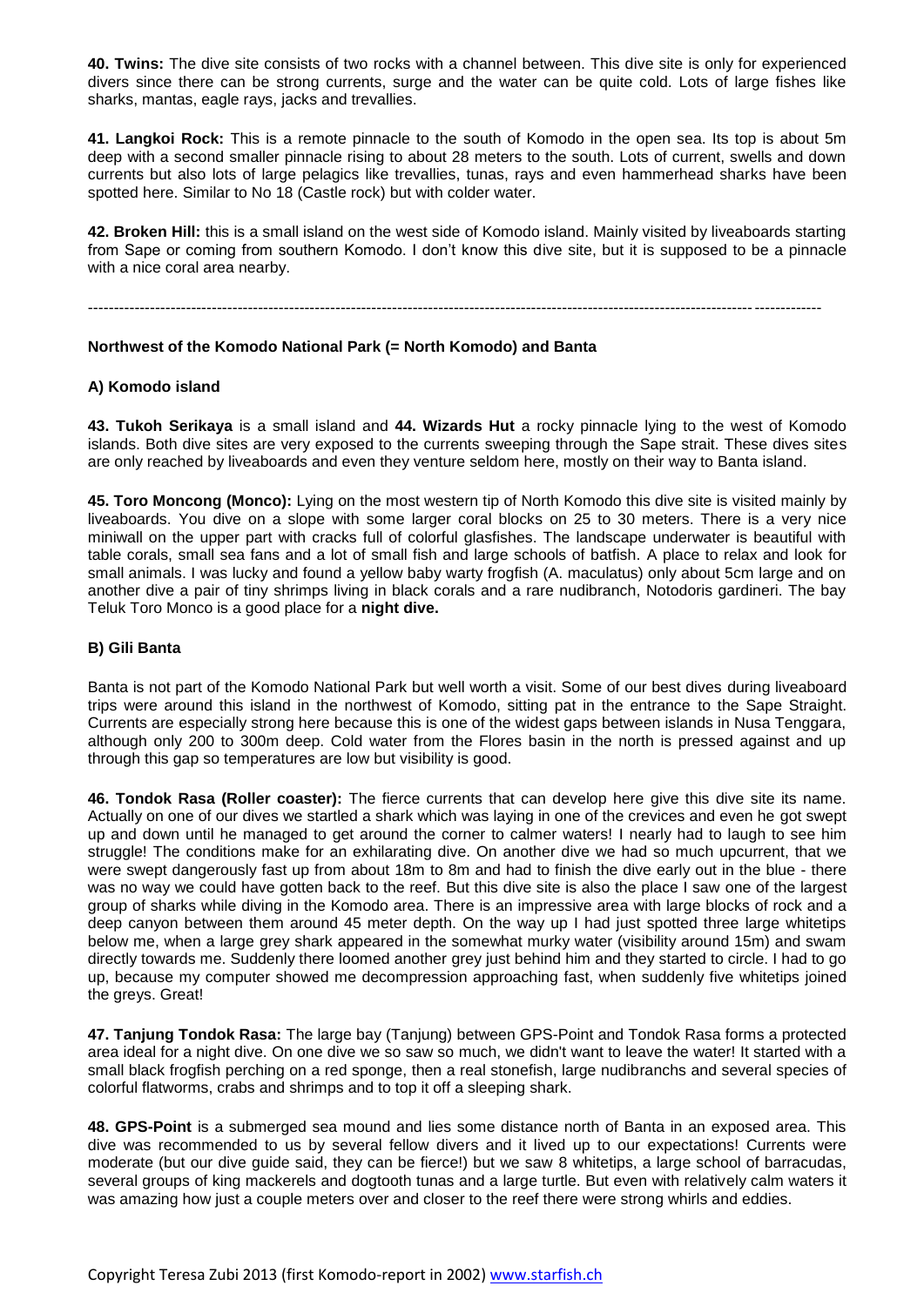**40. Twins:** The dive site consists of two rocks with a channel between. This dive site is only for experienced divers since there can be strong currents, surge and the water can be quite cold. Lots of large fishes like sharks, mantas, eagle rays, jacks and trevallies.

**41. Langkoi Rock:** This is a remote pinnacle to the south of Komodo in the open sea. Its top is about 5m deep with a second smaller pinnacle rising to about 28 meters to the south. Lots of current, swells and down currents but also lots of large pelagics like trevallies, tunas, rays and even hammerhead sharks have been spotted here. Similar to No 18 (Castle rock) but with colder water.

**42. Broken Hill:** this is a small island on the west side of Komodo island. Mainly visited by liveaboards starting from Sape or coming from southern Komodo. I don't know this dive site, but it is supposed to be a pinnacle with a nice coral area nearby.

---

**Northwest of the Komodo National Park (= North Komodo) and Banta**

**A) Komodo island**

**43. Tukoh Serikaya** is a small island and **44. Wizards Hut** a rocky pinnacle lying to the west of Komodo islands. Both dive sites are very exposed to the currents sweeping through the Sape strait. These dives sites are only reached by liveaboards and even they venture seldom here, mostly on their way to Banta island.

**45. Toro Moncong (Monco):** Lying on the most western tip of North Komodo this dive site is visited mainly by liveaboards. You dive on a slope with some larger coral blocks on 25 to 30 meters. There is a very nice miniwall on the upper part with cracks full of colorful glasfishes. The landscape underwater is beautiful with table corals, small sea fans and a lot of small fish and large schools of batfish. A place to relax and look for small animals. I was lucky and found a yellow baby warty frogfish (A. maculatus) only about 5cm large and on another dive a pair of tiny shrimps living in black corals and a rare nudibranch, Notodoris gardineri. The bay Teluk Toro Monco is a good place for a **night dive.**

**B) Gili Banta**

Banta is not part of the Komodo National Park but well worth a visit. Some of our best dives during liveaboard trips were around this island in the northwest of Komodo, sitting pat in the entrance to the Sape Straight. Currents are especially strong here because this is one of the widest gaps between islands in Nusa Tenggara, although only 200 to 300m deep. Cold water from the Flores basin in the north is pressed against and up through this gap so temperatures are low but visibility is good.

**46. Tondok Rasa (Roller coaster):** The fierce currents that can develop here give this dive site its name. Actually on one of our dives we startled a shark which was laying in one of the crevices and even he got swept up and down until he managed to get around the corner to calmer waters! I nearly had to laugh to see him struggle! The conditions make for an exhilarating dive. On another dive we had so much upcurrent, that we were swept dangerously fast up from about 18m to 8m and had to finish the dive early out in the blue - there was no way we could have gotten back to the reef. But this dive site is also the place I saw one of the largest group of sharks while diving in the Komodo area. There is an impressive area with large blocks of rock and a deep canyon between them around 45 meter depth. On the way up I had just spotted three large whitetips below me, when a large grey shark appeared in the somewhat murky water (visibility around 15m) and swam directly towards me. Suddenly there loomed another grey just behind him and they started to circle. I had to go up, because my computer showed me decompression approaching fast, when suddenly five whitetips joined the greys. Great!

**47. Tanjung Tondok Rasa:** The large bay (Tanjung) between GPS-Point and Tondok Rasa forms a protected area ideal for a night dive. On one dive we so saw so much, we didn't want to leave the water! It started with a small black frogfish perching on a red sponge, then a real stonefish, large nudibranchs and several species of colorful flatworms, crabs and shrimps and to top it off a sleeping shark.

**48. GPS-Point** is a submerged sea mound and lies some distance north of Banta in an exposed area. This dive was recommended to us by several fellow divers and it lived up to our expectations! Currents were moderate (but our dive guide said, they can be fierce!) but we saw 8 whitetips, a large school of barracudas, several groups of king mackerels and dogtooth tunas and a large turtle. But even with relatively calm waters it was amazing how just a couple meters over and closer to the reef there were strong whirls and eddies.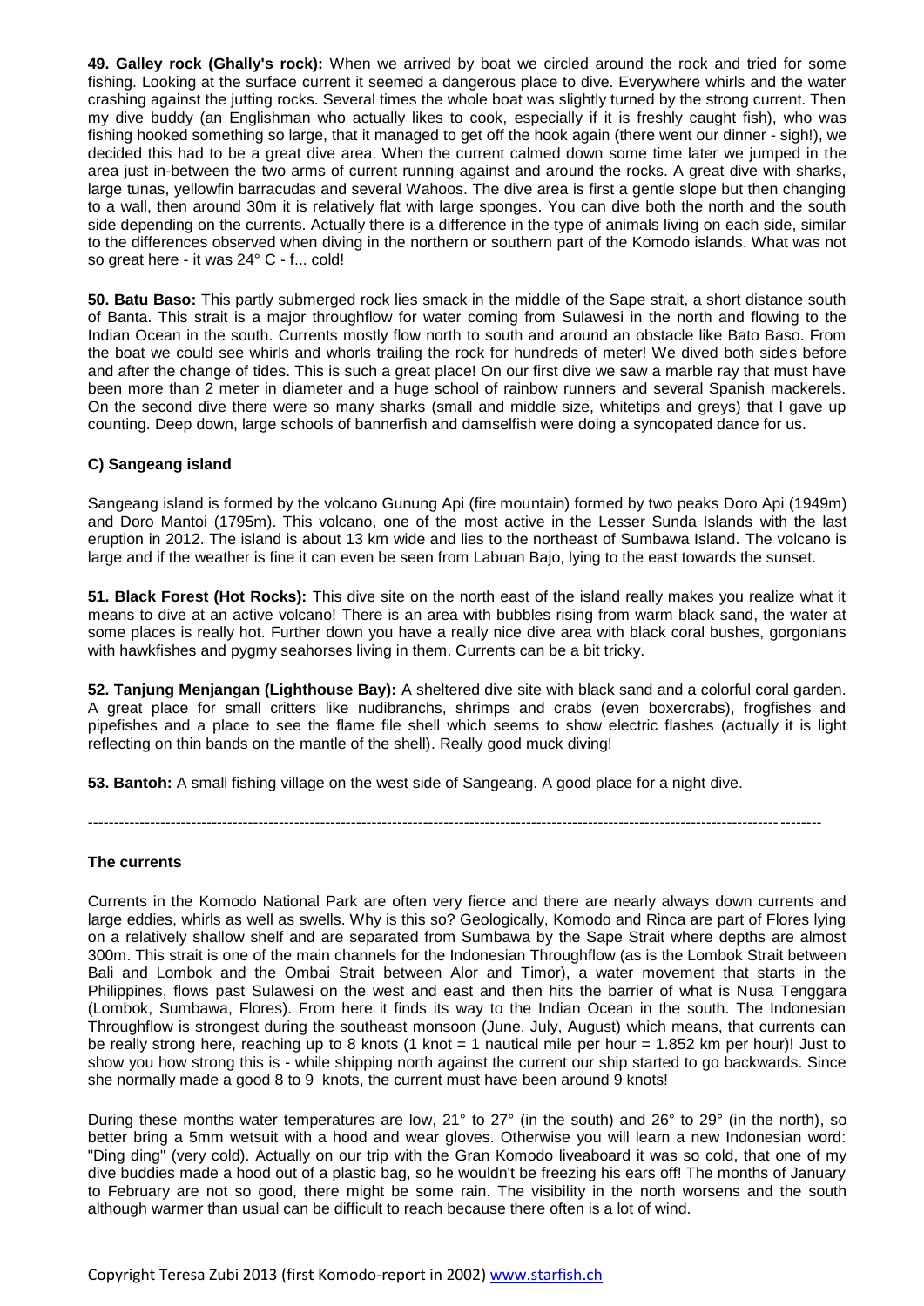**49. Galley rock (Ghally's rock):** When we arrived by boat we circled around the rock and tried for some fishing. Looking at the surface current it seemed a dangerous place to dive. Everywhere whirls and the water crashing against the jutting rocks. Several times the whole boat was slightly turned by the strong current. Then my dive buddy (an Englishman who actually likes to cook, especially if it is freshly caught fish), who was fishing hooked something so large, that it managed to get off the hook again (there went our dinner - sigh!), we decided this had to be a great dive area. When the current calmed down some time later we jumped in the area just in-between the two arms of current running against and around the rocks. A great dive with sharks, large tunas, yellowfin barracudas and several Wahoos. The dive area is first a gentle slope but then changing to a wall, then around 30m it is relatively flat with large sponges. You can dive both the north and the south side depending on the currents. Actually there is a difference in the type of animals living on each side, similar to the differences observed when diving in the northern or southern part of the Komodo islands. What was not so great here - it was 24° C - f... cold!

**50. Batu Baso:** This partly submerged rock lies smack in the middle of the Sape strait, a short distance south of Banta. This strait is a major throughflow for water coming from Sulawesi in the north and flowing to the Indian Ocean in the south. Currents mostly flow north to south and around an obstacle like Bato Baso. From the boat we could see whirls and whorls trailing the rock for hundreds of meter! We dived both sides before and after the change of tides. This is such a great place! On our first dive we saw a marble ray that must have been more than 2 meter in diameter and a huge school of rainbow runners and several Spanish mackerels. On the second dive there were so many sharks (small and middle size, whitetips and greys) that I gave up counting. Deep down, large schools of bannerfish and damselfish were doing a syncopated dance for us.

### C) Sangeang island

Sangeang island is formed by the volcano Gunung Api (fire mountain) formed by two peaks Doro Api (1949m) and Doro Mantoi (1795m). This volcano, one of the most active in the Lesser Sunda Islands with the last eruption in 2012. The island is about 13 km wide and lies to the northeast of Sumbawa Island. The volcano is large and if the weather is fine it can even be seen from Labuan Bajo, lying to the east towards the sunset.

**51. Black Forest (Hot Rocks):** This dive site on the north east of the island really makes you realize what it means to dive at an active volcano! There is an area with bubbles rising from warm black sand, the water at some places is really hot. Further down you have a really nice dive area with black coral bushes, gorgonians with hawkfishes and pygmy seahorses living in them. Currents can be a bit tricky.

**52. Tanjung Menjangan (Lighthouse Bay):** A sheltered dive site with black sand and a colorful coral garden. A great place for small critters like nudibranchs, shrimps and crabs (even boxercrabs), frogfishes and pipefishes and a place to see the flame file shell which seems to show electric flashes (actually it is light reflecting on thin bands on the mantle of the shell). Really good muck diving!

**53. Bantoh:** A small fishing village on the west side of Sangeang. A good place for a night dive.

---

### The currents

Currents in the Komodo National Park are often very fierce and there are nearly always down currents and large eddies, whirls as well as swells. Why is this so? Geologically, Komodo and Rinca are part of Flores lying on a relatively shallow shelf and are separated from Sumbawa by the Sape Strait where depths are almost 300m. This strait is one of the main channels for the Indonesian Throughflow (as is the Lombok Strait between Bali and Lombok and the Ombai Strait between Alor and Timor), a water movement that starts in the Philippines, flows past Sulawesi on the west and east and then hits the barrier of what is Nusa Tenggara (Lombok, Sumbawa, Flores). From here it finds its way to the Indian Ocean in the south. The Indonesian Throughflow is strongest during the southeast monsoon (June, July, August) which means, that currents can be really strong here, reaching up to 8 knots (1 knot = 1 nautical mile per hour = 1.852 km per hour)! Just to show you how strong this is - while shipping north against the current our ship started to go backwards. Since she normally made a good 8 to 9 knots, the current must have been around 9 knots!

During these months water temperatures are low, 21° to 27° (in the south) and 26° to 29° (in the north), so better bring a 5mm wetsuit with a hood and wear gloves. Otherwise you will learn a new Indonesian word: "Ding ding" (very cold). Actually on our trip with the Gran Komodo liveaboard it was so cold, that one of my dive buddies made a hood out of a plastic bag, so he wouldn't be freezing his ears off! The months of January to February are not so good, there might be some rain. The visibility in the north worsens and the south although warmer than usual can be difficult to reach because there often is a lot of wind.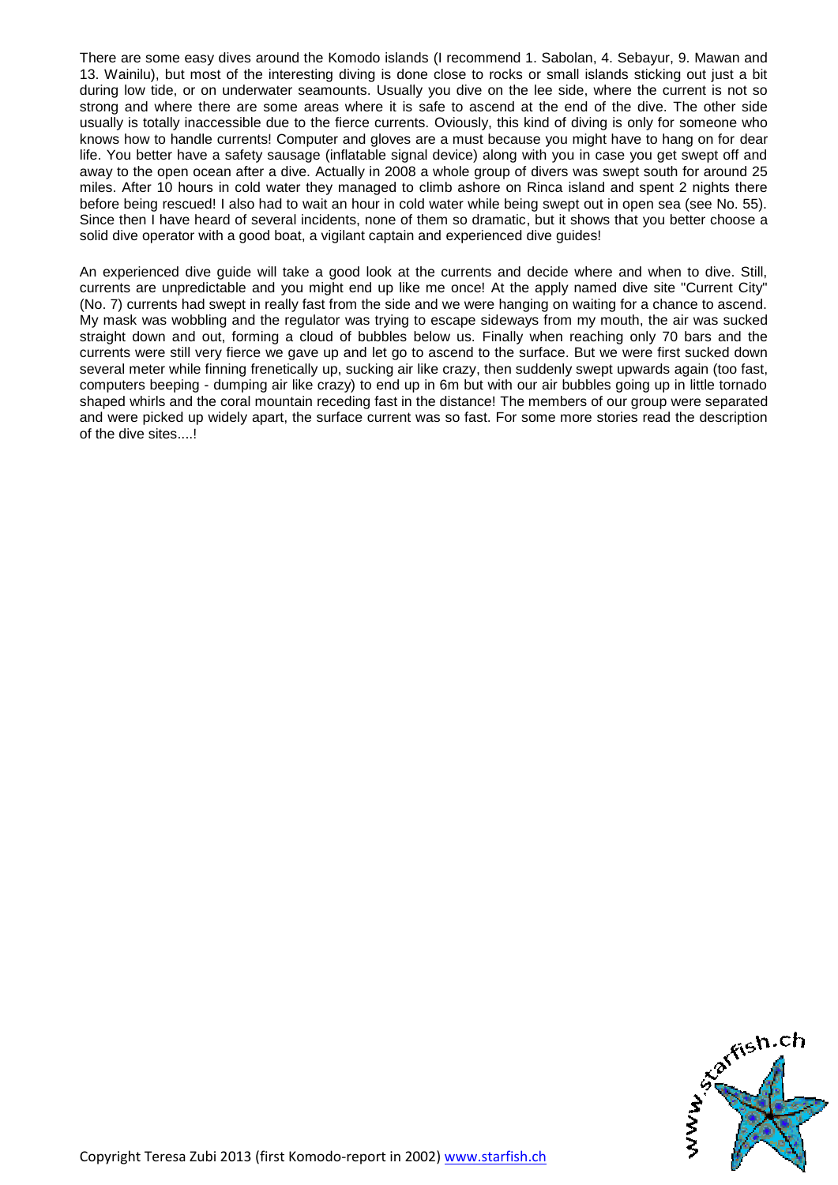There are some easy dives around the Komodo islands (I recommend 1. Sabolan, 4. Sebayur, 9. Mawan and 13. Wainilu), but most of the interesting diving is done close to rocks or small islands sticking out just a bit during low tide, or on underwater seamounts. Usually you dive on the lee side, where the current is not so strong and where there are some areas where it is safe to ascend at the end of the dive. The other side usually is totally inaccessible due to the fierce currents. Oviously, this kind of diving is only for someone who knows how to handle currents! Computer and gloves are a must because you might have to hang on for dear life. You better have a safety sausage (inflatable signal device) along with you in case you get swept off and away to the open ocean after a dive. Actually in 2008 a whole group of divers was swept south for around 25 miles. After 10 hours in cold water they managed to climb ashore on Rinca island and spent 2 nights there before being rescued! I also had to wait an hour in cold water while being swept out in open sea (see No. 55). Since then I have heard of several incidents, none of them so dramatic, but it shows that you better choose a solid dive operator with a good boat, a vigilant captain and experienced dive guides!

An experienced dive guide will take a good look at the currents and decide where and when to dive. Still, currents are unpredictable and you might end up like me once! At the apply named dive site "Current City" (No. 7) currents had swept in really fast from the side and we were hanging on waiting for a chance to ascend. My mask was wobbling and the regulator was trying to escape sideways from my mouth, the air was sucked straight down and out, forming a cloud of bubbles below us. Finally when reaching only 70 bars and the currents were still very fierce we gave up and let go to ascend to the surface. But we were first sucked down several meter while finning frenetically up, sucking air like crazy, then suddenly swept upwards again (too fast, computers beeping - dumping air like crazy) to end up in 6m but with our air bubbles going up in little tornado shaped whirls and the coral mountain receding fast in the distance! The members of our group were separated and were picked up widely apart, the surface current was so fast. For some more stories read the description of the dive sites....!

Copyright Teresa Zubi 2013 (first Komodo-report in 2002) www.starfish.ch